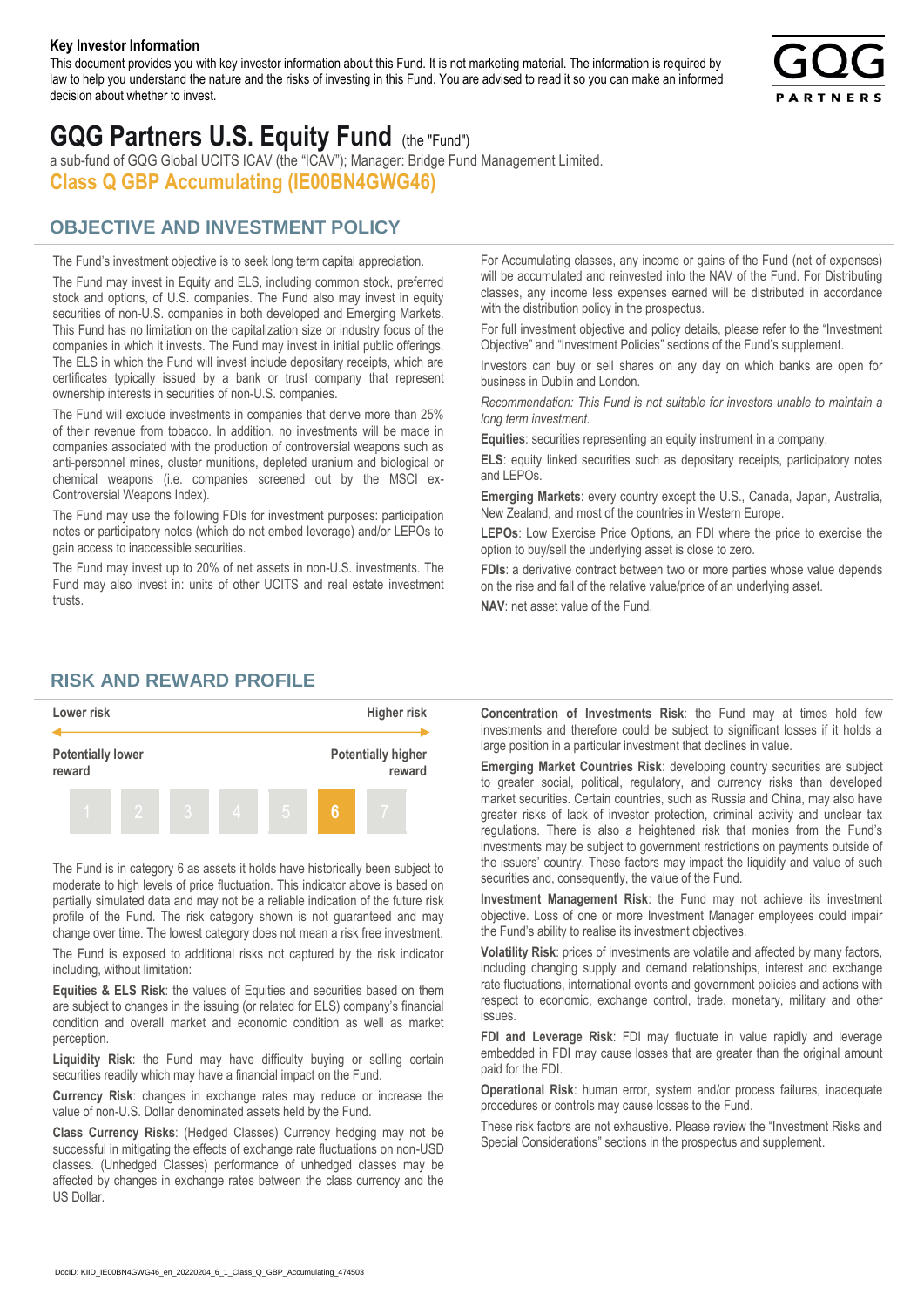**Key Investor Information**

This document provides you with key investor information about this Fund. It is not marketing material. The information is required by law to help you understand the nature and the risks of investing in this Fund. You are advised to read it so you can make an informed decision about whether to invest.

# GQG Partners U.S. Equity Fund (the "Fund")

a sub-fund of GQG Global UCITS ICAV (the "ICAV"); Manager: Bridge Fund Management Limited.

### Class Q GBP Accumulating (IE00BN4GWG46)

## OBJECTIVE AND INVESTMENT POLICY

The Fund's investment objective is to seek long term capital appreciation.

The Fund may invest in Equity and ELS, including common stock, preferred stock and options, of U.S. companies. The Fund also may invest in equity securities of non-U.S. companies in both developed and Emerging Markets. This Fund has no limitation on the capitalization size or industry focus of the companies in which it invests. The Fund may invest in initial public offerings. The ELS in which the Fund will invest include depositary receipts, which are certificates typically issued by a bank or trust company that represent ownership interests in securities of non-U.S. companies.

The Fund will exclude investments in companies that derive more than 25% of their revenue from tobacco. In addition, no investments will be made in companies associated with the production of controversial weapons such as anti-personnel mines, cluster munitions, depleted uranium and biological or chemical weapons (i.e. companies screened out by the MSCI ex-Controversial Weapons Index).

The Fund may use the following FDIs for investment purposes: participation notes or participatory notes (which do not embed leverage) and/or LEPOs to gain access to inaccessible securities.

The Fund may invest up to 20% of net assets in non-U.S. investments. The Fund may also invest in: units of other UCITS and real estate investment trusts.

For Accumulating classes, any income or gains of the Fund (net of expenses) will be accumulated and reinvested into the NAV of the Fund. For Distributing classes, any income less expenses earned will be distributed in accordance with the distribution policy in the prospectus.

For full investment objective and policy details, please refer to the "Investment Objective" and "Investment Policies" sections of the Fund's supplement.

Investors can buy or sell shares on any day on which banks are open for business in Dublin and London.

*Recommendation: This Fund is not suitable for investors unable to maintain a long term investment.*

**Equities**: securities representing an equity instrument in a company.

**ELS**: equity linked securities such as depositary receipts, participatory notes and LEPOs.

**Emerging Markets**: every country except the U.S., Canada, Japan, Australia, New Zealand, and most of the countries in Western Europe.

**LEPOs**: Low Exercise Price Options, an FDI where the price to exercise the option to buy/sell the underlying asset is close to zero.

**FDIs**: a derivative contract between two or more parties whose value depends on the rise and fall of the relative value/price of an underlying asset.

**NAV**: net asset value of the Fund.

## RISK AND REWARD PROFILE

| Lower risk | | | | | | Higher risk |
|---|---|---|---|---|---|---|
| Potentially lower reward | | | | | | Potentially higher reward |
| 1 | 2 | 3 | 4 | 5 | **6** | 7 |

The Fund is in category 6 as assets it holds have historically been subject to moderate to high levels of price fluctuation. This indicator above is based on partially simulated data and may not be a reliable indication of the future risk profile of the Fund. The risk category shown is not guaranteed and may change over time. The lowest category does not mean a risk free investment.

The Fund is exposed to additional risks not captured by the risk indicator including, without limitation:

**Equities & ELS Risk**: the values of Equities and securities based on them are subject to changes in the issuing (or related for ELS) company's financial condition and overall market and economic condition as well as market perception.

**Liquidity Risk**: the Fund may have difficulty buying or selling certain securities readily which may have a financial impact on the Fund.

**Currency Risk**: changes in exchange rates may reduce or increase the value of non-U.S. Dollar denominated assets held by the Fund.

**Class Currency Risks**: (Hedged Classes) Currency hedging may not be successful in mitigating the effects of exchange rate fluctuations on non-USD classes. (Unhedged Classes) performance of unhedged classes may be affected by changes in exchange rates between the class currency and the US Dollar.

**Concentration of Investments Risk**: the Fund may at times hold few investments and therefore could be subject to significant losses if it holds a large position in a particular investment that declines in value.

**Emerging Market Countries Risk**: developing country securities are subject to greater social, political, regulatory, and currency risks than developed market securities. Certain countries, such as Russia and China, may also have greater risks of lack of investor protection, criminal activity and unclear tax regulations. There is also a heightened risk that monies from the Fund's investments may be subject to government restrictions on payments outside of the issuers' country. These factors may impact the liquidity and value of such securities and, consequently, the value of the Fund.

**Investment Management Risk**: the Fund may not achieve its investment objective. Loss of one or more Investment Manager employees could impair the Fund's ability to realise its investment objectives.

**Volatility Risk**: prices of investments are volatile and affected by many factors, including changing supply and demand relationships, interest and exchange rate fluctuations, international events and government policies and actions with respect to economic, exchange control, trade, monetary, military and other issues.

**FDI and Leverage Risk**: FDI may fluctuate in value rapidly and leverage embedded in FDI may cause losses that are greater than the original amount paid for the FDI.

**Operational Risk**: human error, system and/or process failures, inadequate procedures or controls may cause losses to the Fund.

These risk factors are not exhaustive. Please review the "Investment Risks and Special Considerations" sections in the prospectus and supplement.

DocID: KIID_IE00BN4GWG46_en_20220204_6_1_Class_Q_GBP_Accumulating_474503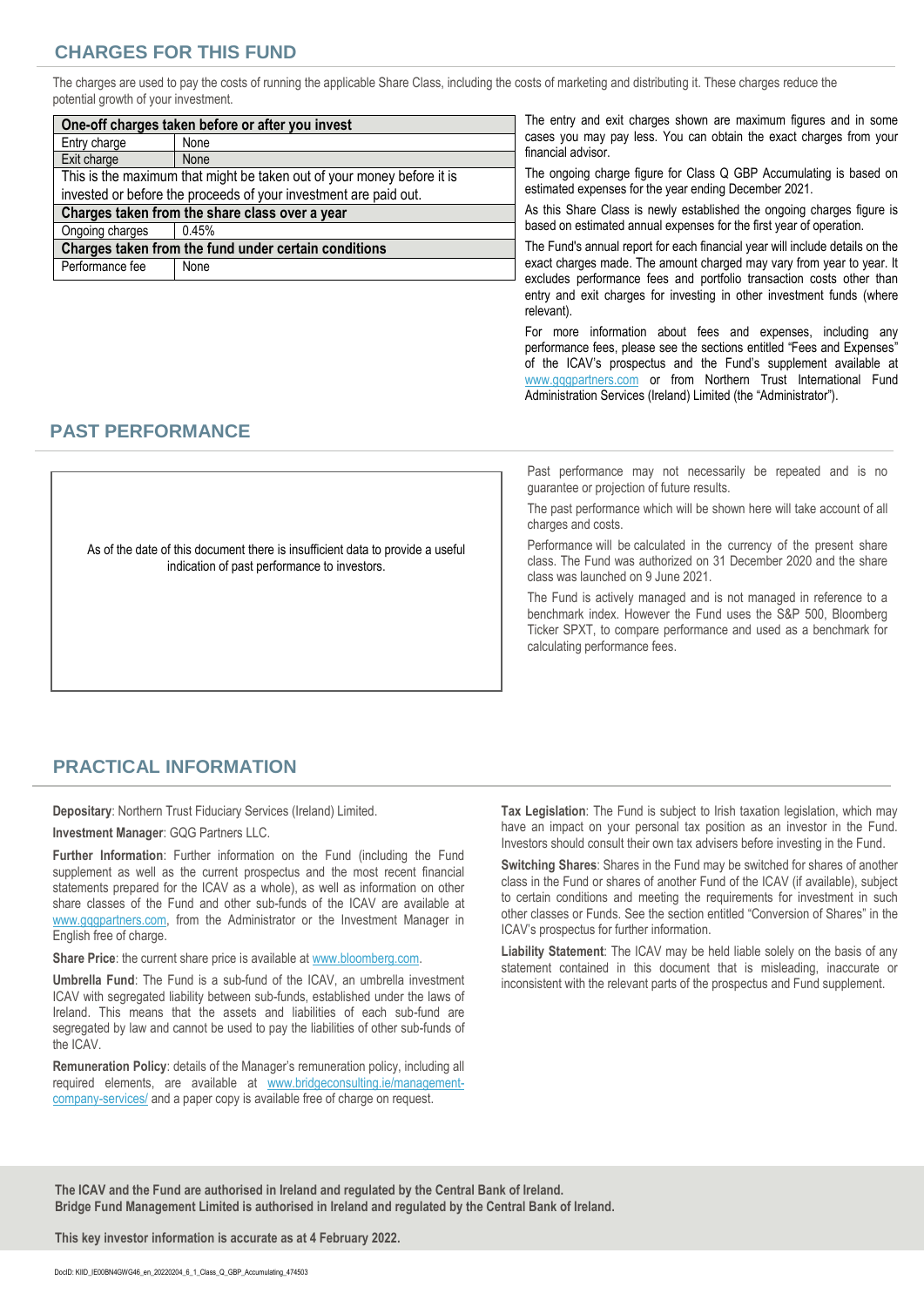## CHARGES FOR THIS FUND

The charges are used to pay the costs of running the applicable Share Class, including the costs of marketing and distributing it. These charges reduce the potential growth of your investment.

| One-off charges taken before or after you invest | |
|---|---|
| Entry charge | None |
| Exit charge | None |
| This is the maximum that might be taken out of your money before it is invested or before the proceeds of your investment are paid out. | |
| **Charges taken from the share class over a year** | |
| Ongoing charges | 0.45% |
| **Charges taken from the fund under certain conditions** | |
| Performance fee | None |

The entry and exit charges shown are maximum figures and in some cases you may pay less. You can obtain the exact charges from your financial advisor.

The ongoing charge figure for Class Q GBP Accumulating is based on estimated expenses for the year ending December 2021.

As this Share Class is newly established the ongoing charges figure is based on estimated annual expenses for the first year of operation.

The Fund's annual report for each financial year will include details on the exact charges made. The amount charged may vary from year to year. It excludes performance fees and portfolio transaction costs other than entry and exit charges for investing in other investment funds (where relevant).

For more information about fees and expenses, including any performance fees, please see the sections entitled "Fees and Expenses" of the ICAV's prospectus and the Fund's supplement available at www.gqgpartners.com or from Northern Trust International Fund Administration Services (Ireland) Limited (the "Administrator").

## PAST PERFORMANCE

As of the date of this document there is insufficient data to provide a useful indication of past performance to investors.

Past performance may not necessarily be repeated and is no guarantee or projection of future results.

The past performance which will be shown here will take account of all charges and costs.

Performance will be calculated in the currency of the present share class. The Fund was authorized on 31 December 2020 and the share class was launched on 9 June 2021.

The Fund is actively managed and is not managed in reference to a benchmark index. However the Fund uses the S&P 500, Bloomberg Ticker SPXT, to compare performance and used as a benchmark for calculating performance fees.

## PRACTICAL INFORMATION

**Depositary**: Northern Trust Fiduciary Services (Ireland) Limited.

**Investment Manager**: GQG Partners LLC.

**Further Information**: Further information on the Fund (including the Fund supplement as well as the current prospectus and the most recent financial statements prepared for the ICAV as a whole), as well as information on other share classes of the Fund and other sub-funds of the ICAV are available at www.gqgpartners.com, from the Administrator or the Investment Manager in English free of charge.

**Share Price**: the current share price is available at www.bloomberg.com.

**Umbrella Fund**: The Fund is a sub-fund of the ICAV, an umbrella investment ICAV with segregated liability between sub-funds, established under the laws of Ireland. This means that the assets and liabilities of each sub-fund are segregated by law and cannot be used to pay the liabilities of other sub-funds of the ICAV.

**Remuneration Policy**: details of the Manager's remuneration policy, including all required elements, are available at www.bridgeconsulting.ie/management-company-services/ and a paper copy is available free of charge on request.

**Tax Legislation**: The Fund is subject to Irish taxation legislation, which may have an impact on your personal tax position as an investor in the Fund. Investors should consult their own tax advisers before investing in the Fund.

**Switching Shares**: Shares in the Fund may be switched for shares of another class in the Fund or shares of another Fund of the ICAV (if available), subject to certain conditions and meeting the requirements for investment in such other classes or Funds. See the section entitled "Conversion of Shares" in the ICAV's prospectus for further information.

**Liability Statement**: The ICAV may be held liable solely on the basis of any statement contained in this document that is misleading, inaccurate or inconsistent with the relevant parts of the prospectus and Fund supplement.

**The ICAV and the Fund are authorised in Ireland and regulated by the Central Bank of Ireland.**
**Bridge Fund Management Limited is authorised in Ireland and regulated by the Central Bank of Ireland.**

**This key investor information is accurate as at 4 February 2022.**

DocID: KIID_IE00BN4GWG46_en_20220204_6_1_Class_Q_GBP_Accumulating_474503